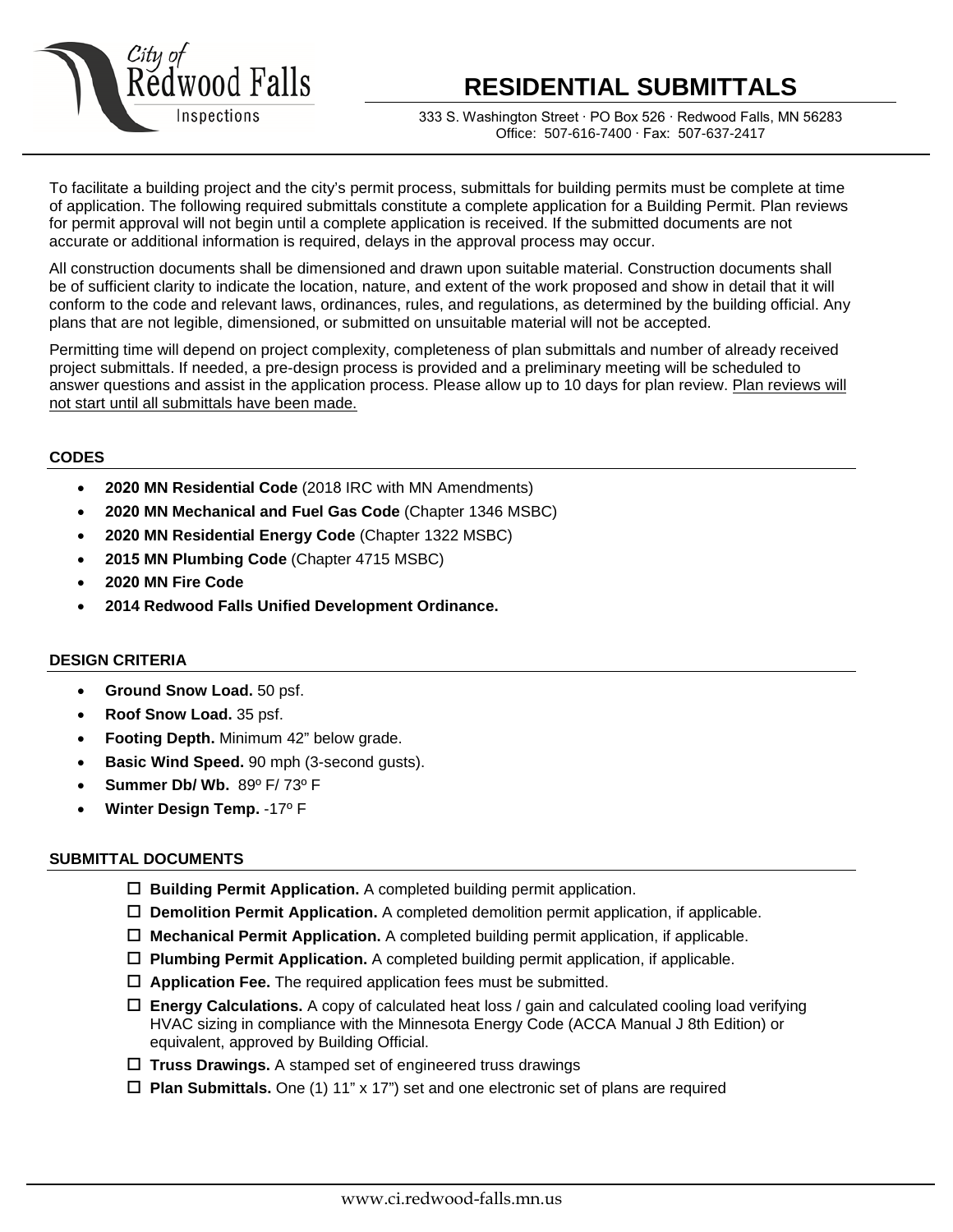City of Redwood Falls Inspections

# RESIDENTIAL SUBMITTALS

333 S. Washington Street · PO Box 526 · Redwood Falls, MN 56283
Office: 507-616-7400 · Fax: 507-637-2417

To facilitate a building project and the city's permit process, submittals for building permits must be complete at time of application. The following required submittals constitute a complete application for a Building Permit. Plan reviews for permit approval will not begin until a complete application is received. If the submitted documents are not accurate or additional information is required, delays in the approval process may occur.

All construction documents shall be dimensioned and drawn upon suitable material. Construction documents shall be of sufficient clarity to indicate the location, nature, and extent of the work proposed and show in detail that it will conform to the code and relevant laws, ordinances, rules, and regulations, as determined by the building official. Any plans that are not legible, dimensioned, or submitted on unsuitable material will not be accepted.

Permitting time will depend on project complexity, completeness of plan submittals and number of already received project submittals. If needed, a pre-design process is provided and a preliminary meeting will be scheduled to answer questions and assist in the application process. Please allow up to 10 days for plan review. <u>Plan reviews will not start until all submittals have been made.</u>

## CODES

- **2020 MN Residential Code** (2018 IRC with MN Amendments)
- **2020 MN Mechanical and Fuel Gas Code** (Chapter 1346 MSBC)
- **2020 MN Residential Energy Code** (Chapter 1322 MSBC)
- **2015 MN Plumbing Code** (Chapter 4715 MSBC)
- **2020 MN Fire Code**
- **2014 Redwood Falls Unified Development Ordinance.**

## DESIGN CRITERIA

- **Ground Snow Load.** 50 psf.
- **Roof Snow Load.** 35 psf.
- **Footing Depth.** Minimum 42" below grade.
- **Basic Wind Speed.** 90 mph (3-second gusts).
- **Summer Db/ Wb.** 89º F/ 73º F
- **Winter Design Temp.** -17º F

## SUBMITTAL DOCUMENTS

- ☐ **Building Permit Application.** A completed building permit application.
- ☐ **Demolition Permit Application.** A completed demolition permit application, if applicable.
- ☐ **Mechanical Permit Application.** A completed building permit application, if applicable.
- ☐ **Plumbing Permit Application.** A completed building permit application, if applicable.
- ☐ **Application Fee.** The required application fees must be submitted.
- ☐ **Energy Calculations.** A copy of calculated heat loss / gain and calculated cooling load verifying HVAC sizing in compliance with the Minnesota Energy Code (ACCA Manual J 8th Edition) or equivalent, approved by Building Official.
- ☐ **Truss Drawings.** A stamped set of engineered truss drawings
- ☐ **Plan Submittals.** One (1) 11" x 17") set and one electronic set of plans are required

www.ci.redwood-falls.mn.us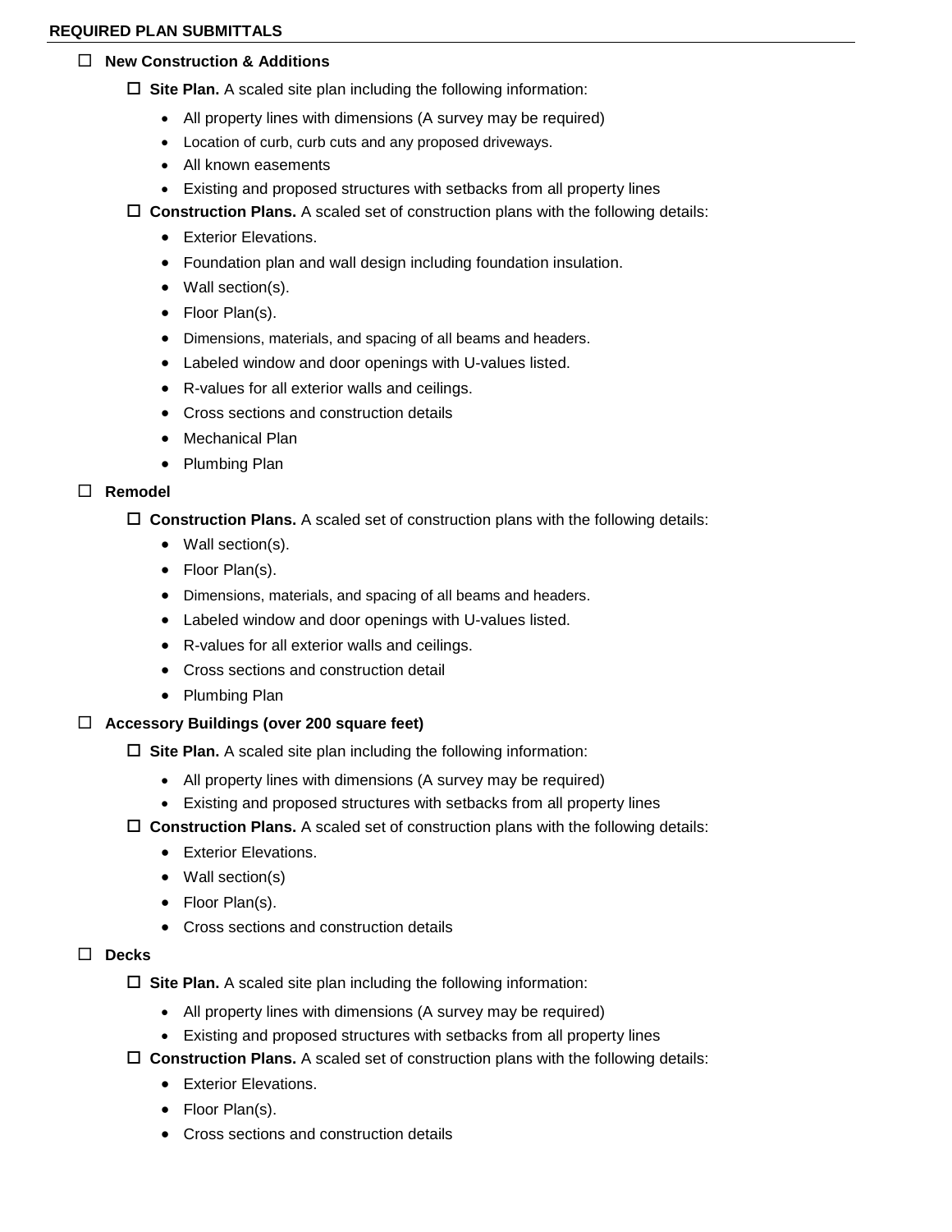**REQUIRED PLAN SUBMITTALS**

- ☐ **New Construction & Additions**
  - ☐ **Site Plan.** A scaled site plan including the following information:
    - All property lines with dimensions (A survey may be required)
    - Location of curb, curb cuts and any proposed driveways.
    - All known easements
    - Existing and proposed structures with setbacks from all property lines
  - ☐ **Construction Plans.** A scaled set of construction plans with the following details:
    - Exterior Elevations.
    - Foundation plan and wall design including foundation insulation.
    - Wall section(s).
    - Floor Plan(s).
    - Dimensions, materials, and spacing of all beams and headers.
    - Labeled window and door openings with U-values listed.
    - R-values for all exterior walls and ceilings.
    - Cross sections and construction details
    - Mechanical Plan
    - Plumbing Plan
- ☐ **Remodel**
  - ☐ **Construction Plans.** A scaled set of construction plans with the following details:
    - Wall section(s).
    - Floor Plan(s).
    - Dimensions, materials, and spacing of all beams and headers.
    - Labeled window and door openings with U-values listed.
    - R-values for all exterior walls and ceilings.
    - Cross sections and construction detail
    - Plumbing Plan
- ☐ **Accessory Buildings (over 200 square feet)**
  - ☐ **Site Plan.** A scaled site plan including the following information:
    - All property lines with dimensions (A survey may be required)
    - Existing and proposed structures with setbacks from all property lines
  - ☐ **Construction Plans.** A scaled set of construction plans with the following details:
    - Exterior Elevations.
    - Wall section(s)
    - Floor Plan(s).
    - Cross sections and construction details
- ☐ **Decks**
  - ☐ **Site Plan.** A scaled site plan including the following information:
    - All property lines with dimensions (A survey may be required)
    - Existing and proposed structures with setbacks from all property lines
  - ☐ **Construction Plans.** A scaled set of construction plans with the following details:
    - Exterior Elevations.
    - Floor Plan(s).
    - Cross sections and construction details